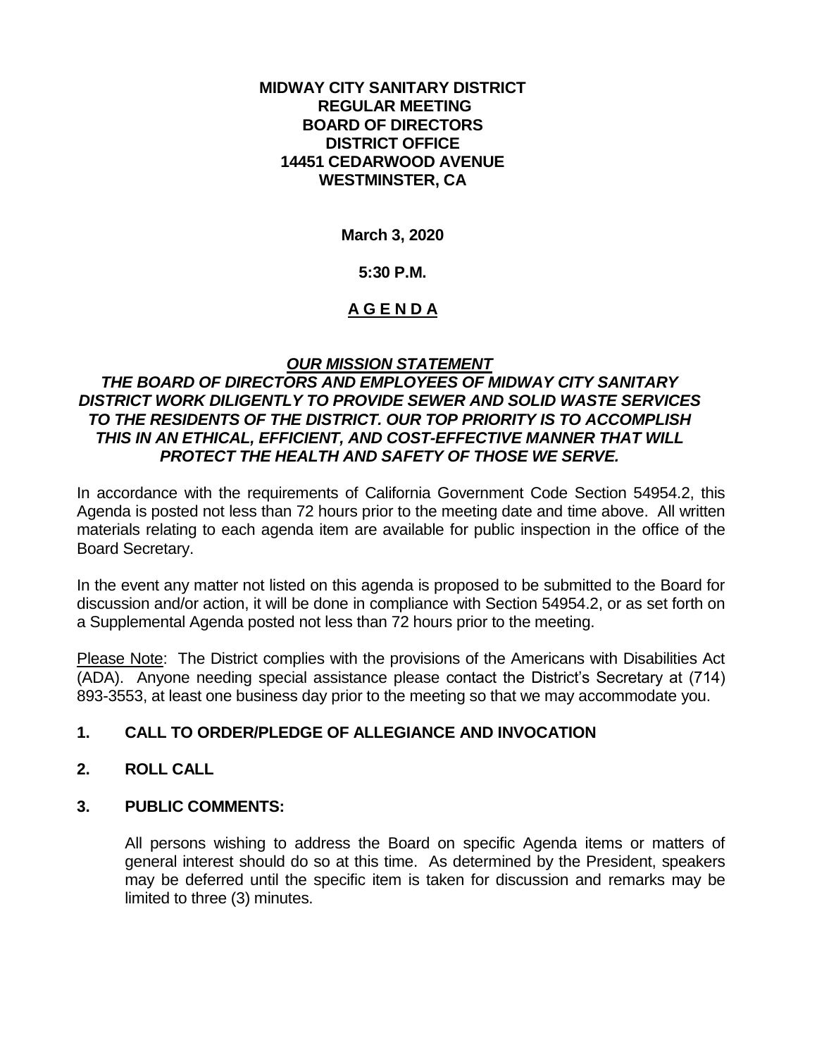**MIDWAY CITY SANITARY DISTRICT**
**REGULAR MEETING**
**BOARD OF DIRECTORS**
**DISTRICT OFFICE**
**14451 CEDARWOOD AVENUE**
**WESTMINSTER, CA**

**March 3, 2020**

**5:30 P.M.**

# A G E N D A

***OUR MISSION STATEMENT***

***THE BOARD OF DIRECTORS AND EMPLOYEES OF MIDWAY CITY SANITARY DISTRICT WORK DILIGENTLY TO PROVIDE SEWER AND SOLID WASTE SERVICES TO THE RESIDENTS OF THE DISTRICT. OUR TOP PRIORITY IS TO ACCOMPLISH THIS IN AN ETHICAL, EFFICIENT, AND COST-EFFECTIVE MANNER THAT WILL PROTECT THE HEALTH AND SAFETY OF THOSE WE SERVE.***

In accordance with the requirements of California Government Code Section 54954.2, this Agenda is posted not less than 72 hours prior to the meeting date and time above. All written materials relating to each agenda item are available for public inspection in the office of the Board Secretary.

In the event any matter not listed on this agenda is proposed to be submitted to the Board for discussion and/or action, it will be done in compliance with Section 54954.2, or as set forth on a Supplemental Agenda posted not less than 72 hours prior to the meeting.

Please Note: The District complies with the provisions of the Americans with Disabilities Act (ADA). Anyone needing special assistance please contact the District's Secretary at (714) 893-3553, at least one business day prior to the meeting so that we may accommodate you.

**1. CALL TO ORDER/PLEDGE OF ALLEGIANCE AND INVOCATION**

**2. ROLL CALL**

**3. PUBLIC COMMENTS:**

All persons wishing to address the Board on specific Agenda items or matters of general interest should do so at this time. As determined by the President, speakers may be deferred until the specific item is taken for discussion and remarks may be limited to three (3) minutes.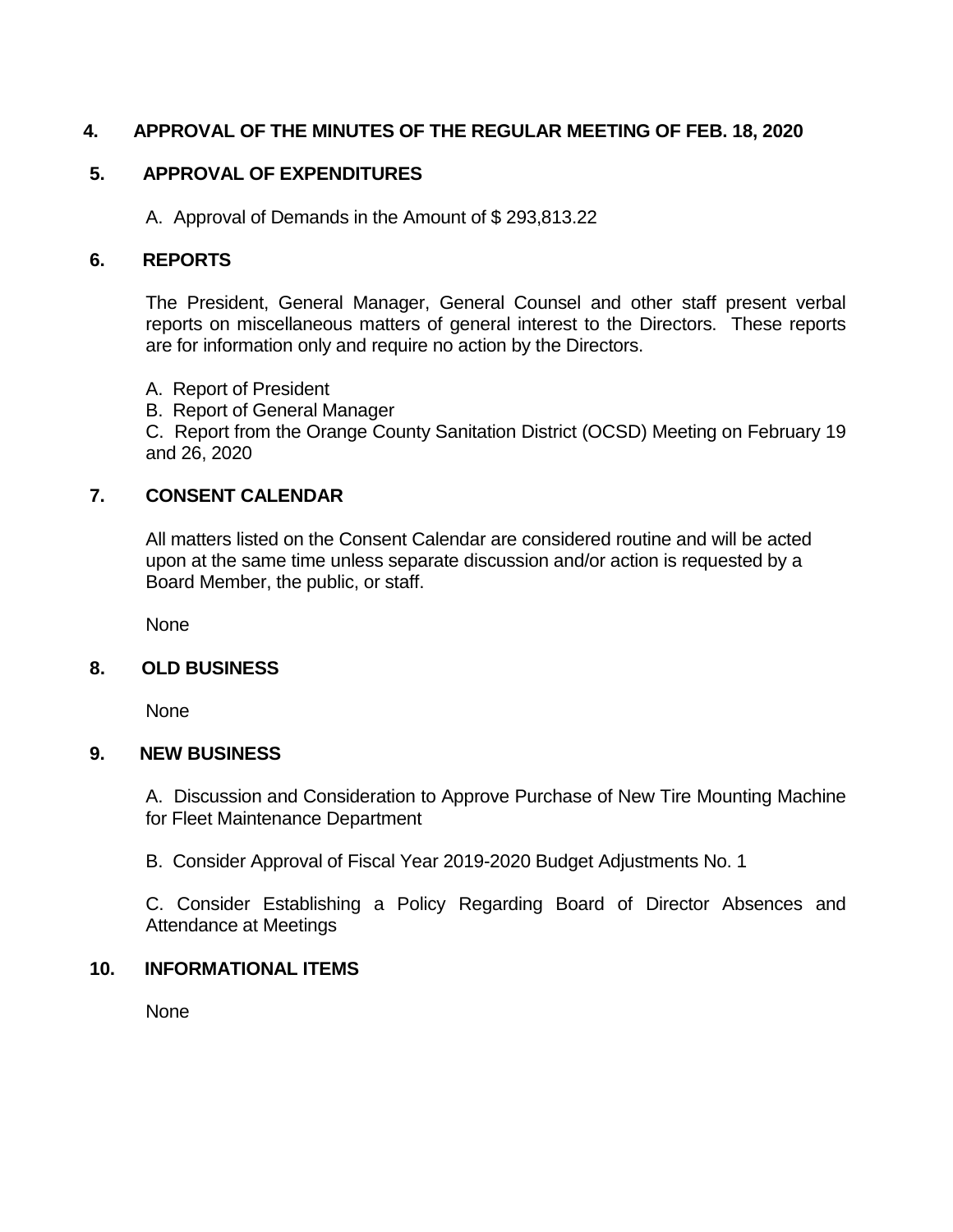## 4. APPROVAL OF THE MINUTES OF THE REGULAR MEETING OF FEB. 18, 2020

## 5. APPROVAL OF EXPENDITURES

A. Approval of Demands in the Amount of $ 293,813.22

## 6. REPORTS

The President, General Manager, General Counsel and other staff present verbal reports on miscellaneous matters of general interest to the Directors. These reports are for information only and require no action by the Directors.

A. Report of President
B. Report of General Manager
C. Report from the Orange County Sanitation District (OCSD) Meeting on February 19 and 26, 2020

## 7. CONSENT CALENDAR

All matters listed on the Consent Calendar are considered routine and will be acted upon at the same time unless separate discussion and/or action is requested by a Board Member, the public, or staff.

None

## 8. OLD BUSINESS

None

## 9. NEW BUSINESS

A. Discussion and Consideration to Approve Purchase of New Tire Mounting Machine for Fleet Maintenance Department

B. Consider Approval of Fiscal Year 2019-2020 Budget Adjustments No. 1

C. Consider Establishing a Policy Regarding Board of Director Absences and Attendance at Meetings

## 10. INFORMATIONAL ITEMS

None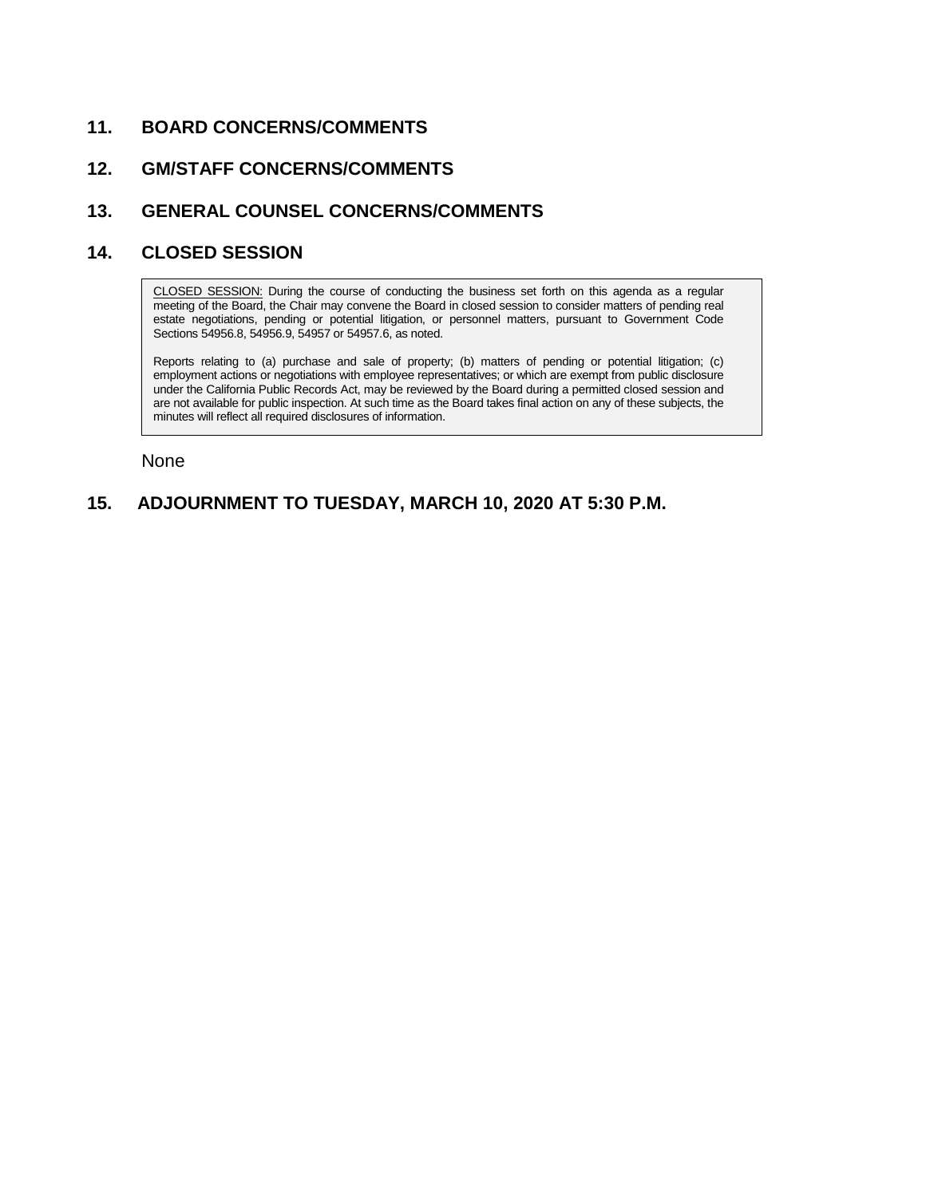## 11. BOARD CONCERNS/COMMENTS

## 12. GM/STAFF CONCERNS/COMMENTS

## 13. GENERAL COUNSEL CONCERNS/COMMENTS

## 14. CLOSED SESSION

> CLOSED SESSION: During the course of conducting the business set forth on this agenda as a regular meeting of the Board, the Chair may convene the Board in closed session to consider matters of pending real estate negotiations, pending or potential litigation, or personnel matters, pursuant to Government Code Sections 54956.8, 54956.9, 54957 or 54957.6, as noted.
>
> Reports relating to (a) purchase and sale of property; (b) matters of pending or potential litigation; (c) employment actions or negotiations with employee representatives; or which are exempt from public disclosure under the California Public Records Act, may be reviewed by the Board during a permitted closed session and are not available for public inspection. At such time as the Board takes final action on any of these subjects, the minutes will reflect all required disclosures of information.

None

## 15. ADJOURNMENT TO TUESDAY, MARCH 10, 2020 AT 5:30 P.M.